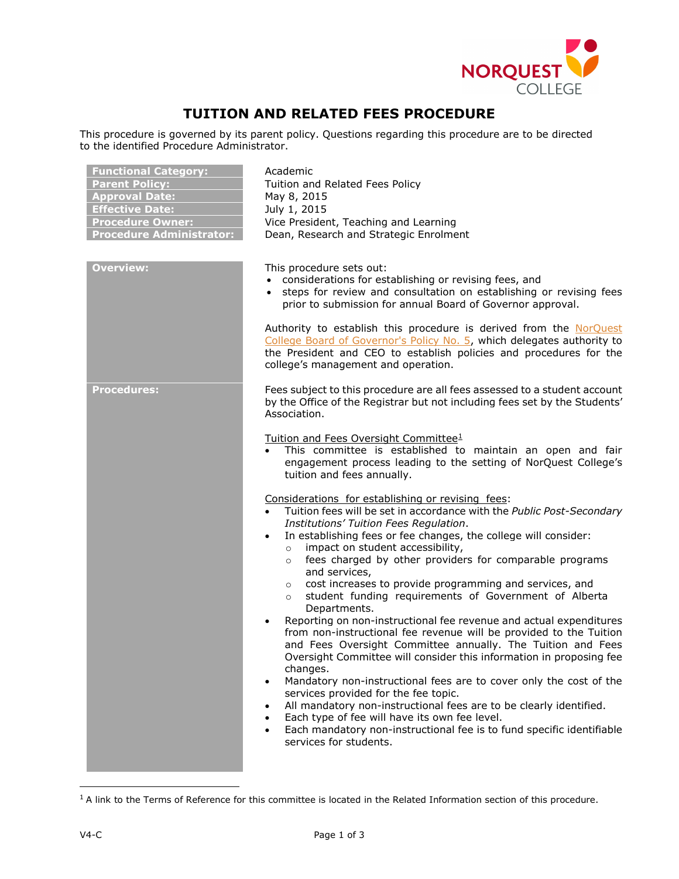# TUITION AND RELATED FEES PROCEDURE

This procedure is governed by its parent policy. Questions regarding this procedure are to be directed to the identified Procedure Administrator.

| | |
|---|---|
| **Functional Category:** | Academic |
| **Parent Policy:** | Tuition and Related Fees Policy |
| **Approval Date:** | May 8, 2015 |
| **Effective Date:** | July 1, 2015 |
| **Procedure Owner:** | Vice President, Teaching and Learning |
| **Procedure Administrator:** | Dean, Research and Strategic Enrolment |

## Overview:

This procedure sets out:

- considerations for establishing or revising fees, and
- steps for review and consultation on establishing or revising fees prior to submission for annual Board of Governor approval.

Authority to establish this procedure is derived from the NorQuest College Board of Governor's Policy No. 5, which delegates authority to the President and CEO to establish policies and procedures for the college's management and operation.

## Procedures:

Fees subject to this procedure are all fees assessed to a student account by the Office of the Registrar but not including fees set by the Students' Association.

Tuition and Fees Oversight Committee[1]

- This committee is established to maintain an open and fair engagement process leading to the setting of NorQuest College's tuition and fees annually.

Considerations for establishing or revising fees:

- Tuition fees will be set in accordance with the *Public Post-Secondary Institutions' Tuition Fees Regulation*.
- In establishing fees or fee changes, the college will consider:
  - impact on student accessibility,
  - fees charged by other providers for comparable programs and services,
  - cost increases to provide programming and services, and
  - student funding requirements of Government of Alberta Departments.
- Reporting on non-instructional fee revenue and actual expenditures from non-instructional fee revenue will be provided to the Tuition and Fees Oversight Committee annually. The Tuition and Fees Oversight Committee will consider this information in proposing fee changes.
- Mandatory non-instructional fees are to cover only the cost of the services provided for the fee topic.
- All mandatory non-instructional fees are to be clearly identified.
- Each type of fee will have its own fee level.
- Each mandatory non-instructional fee is to fund specific identifiable services for students.

[1] A link to the Terms of Reference for this committee is located in the Related Information section of this procedure.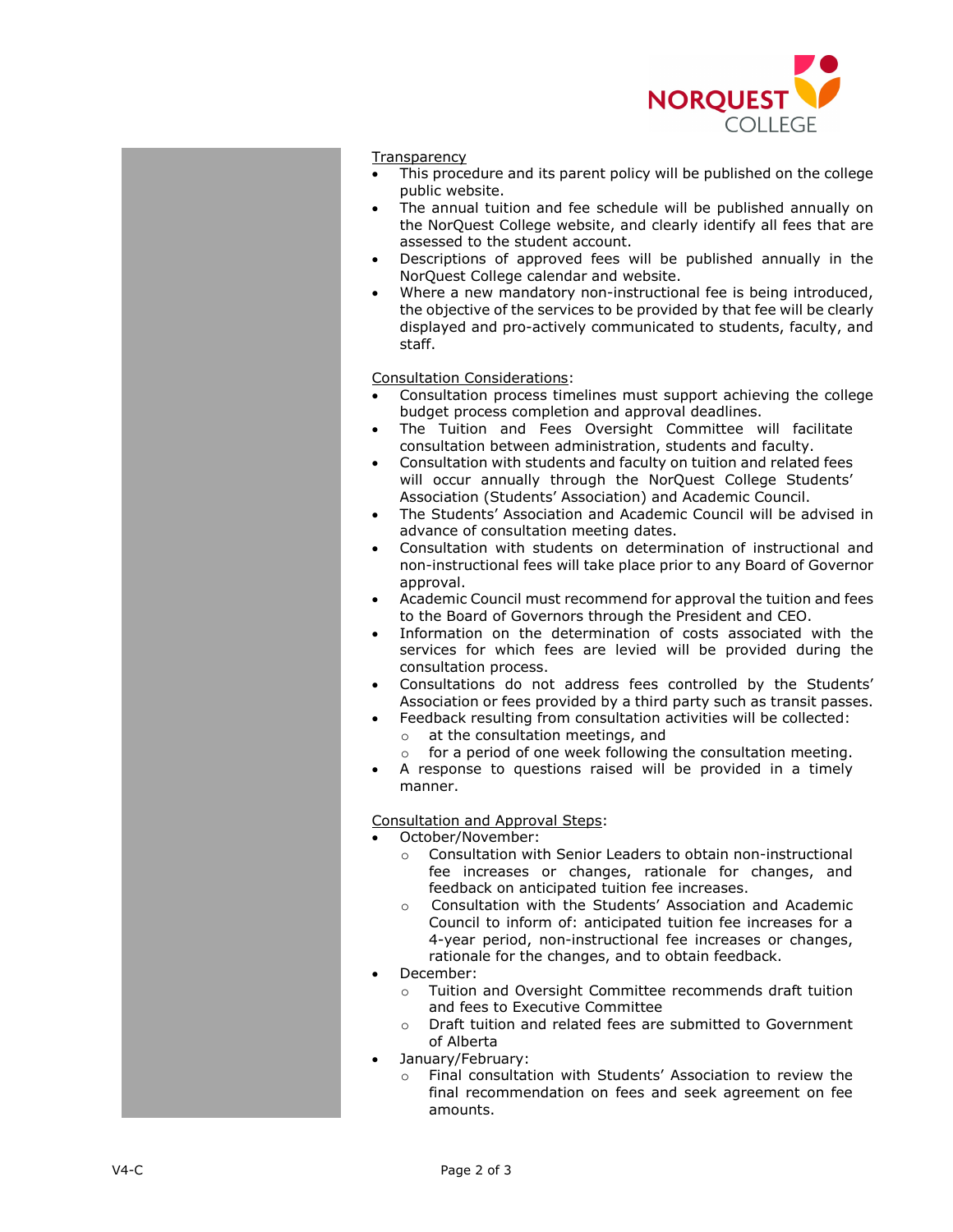Transparency

- This procedure and its parent policy will be published on the college public website.
- The annual tuition and fee schedule will be published annually on the NorQuest College website, and clearly identify all fees that are assessed to the student account.
- Descriptions of approved fees will be published annually in the NorQuest College calendar and website.
- Where a new mandatory non-instructional fee is being introduced, the objective of the services to be provided by that fee will be clearly displayed and pro-actively communicated to students, faculty, and staff.

Consultation Considerations:

- Consultation process timelines must support achieving the college budget process completion and approval deadlines.
- The Tuition and Fees Oversight Committee will facilitate consultation between administration, students and faculty.
- Consultation with students and faculty on tuition and related fees will occur annually through the NorQuest College Students' Association (Students' Association) and Academic Council.
- The Students' Association and Academic Council will be advised in advance of consultation meeting dates.
- Consultation with students on determination of instructional and non-instructional fees will take place prior to any Board of Governor approval.
- Academic Council must recommend for approval the tuition and fees to the Board of Governors through the President and CEO.
- Information on the determination of costs associated with the services for which fees are levied will be provided during the consultation process.
- Consultations do not address fees controlled by the Students' Association or fees provided by a third party such as transit passes.
- Feedback resulting from consultation activities will be collected:
  - at the consultation meetings, and
  - for a period of one week following the consultation meeting.
- A response to questions raised will be provided in a timely manner.

Consultation and Approval Steps:

- October/November:
  - Consultation with Senior Leaders to obtain non-instructional fee increases or changes, rationale for changes, and feedback on anticipated tuition fee increases.
  - Consultation with the Students' Association and Academic Council to inform of: anticipated tuition fee increases for a 4-year period, non-instructional fee increases or changes, rationale for the changes, and to obtain feedback.
- December:
  - Tuition and Oversight Committee recommends draft tuition and fees to Executive Committee
  - Draft tuition and related fees are submitted to Government of Alberta
- January/February:
  - Final consultation with Students' Association to review the final recommendation on fees and seek agreement on fee amounts.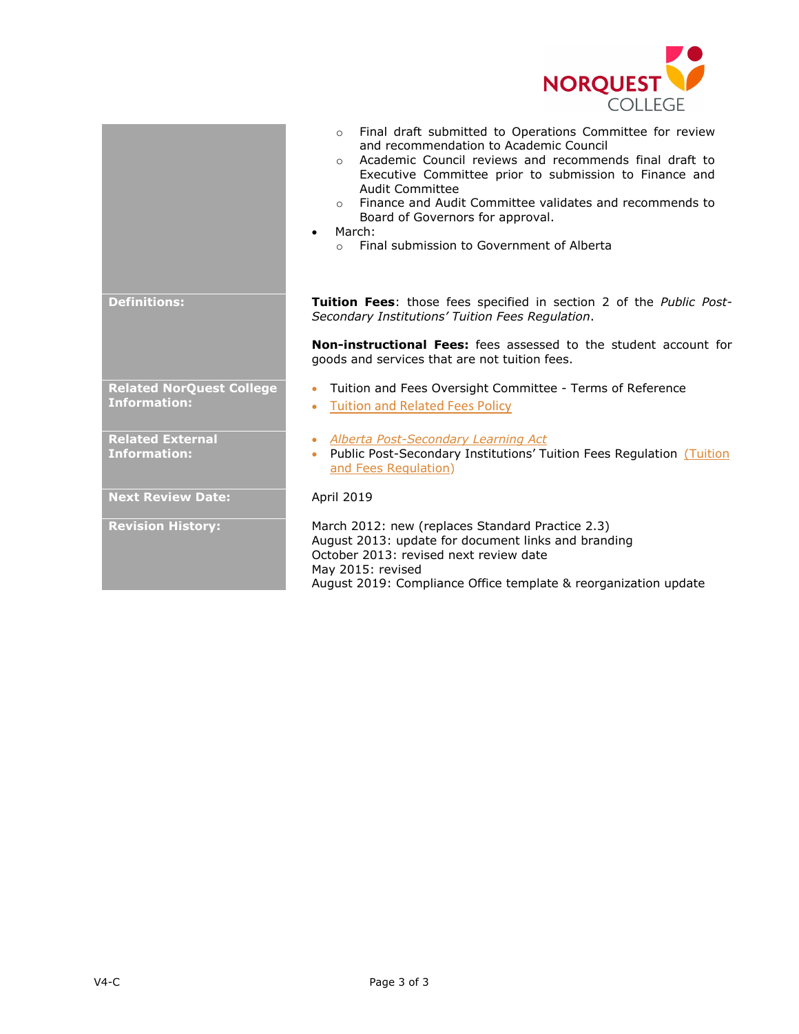|  |  |
|---|---|
|  | ◦ Final draft submitted to Operations Committee for review and recommendation to Academic Council<br>◦ Academic Council reviews and recommends final draft to Executive Committee prior to submission to Finance and Audit Committee<br>◦ Finance and Audit Committee validates and recommends to Board of Governors for approval.<br>• March:<br>◦ Final submission to Government of Alberta |
| **Definitions:** | **Tuition Fees**: those fees specified in section 2 of the *Public Post-Secondary Institutions' Tuition Fees Regulation*.<br><br>**Non-instructional Fees:** fees assessed to the student account for goods and services that are not tuition fees. |
| **Related NorQuest College Information:** | • Tuition and Fees Oversight Committee - Terms of Reference<br>• Tuition and Related Fees Policy |
| **Related External Information:** | • *Alberta Post-Secondary Learning Act*<br>• Public Post-Secondary Institutions' Tuition Fees Regulation (Tuition and Fees Regulation) |
| **Next Review Date:** | April 2019 |
| **Revision History:** | March 2012: new (replaces Standard Practice 2.3)<br>August 2013: update for document links and branding<br>October 2013: revised next review date<br>May 2015: revised<br>August 2019: Compliance Office template & reorganization update |

V4-C